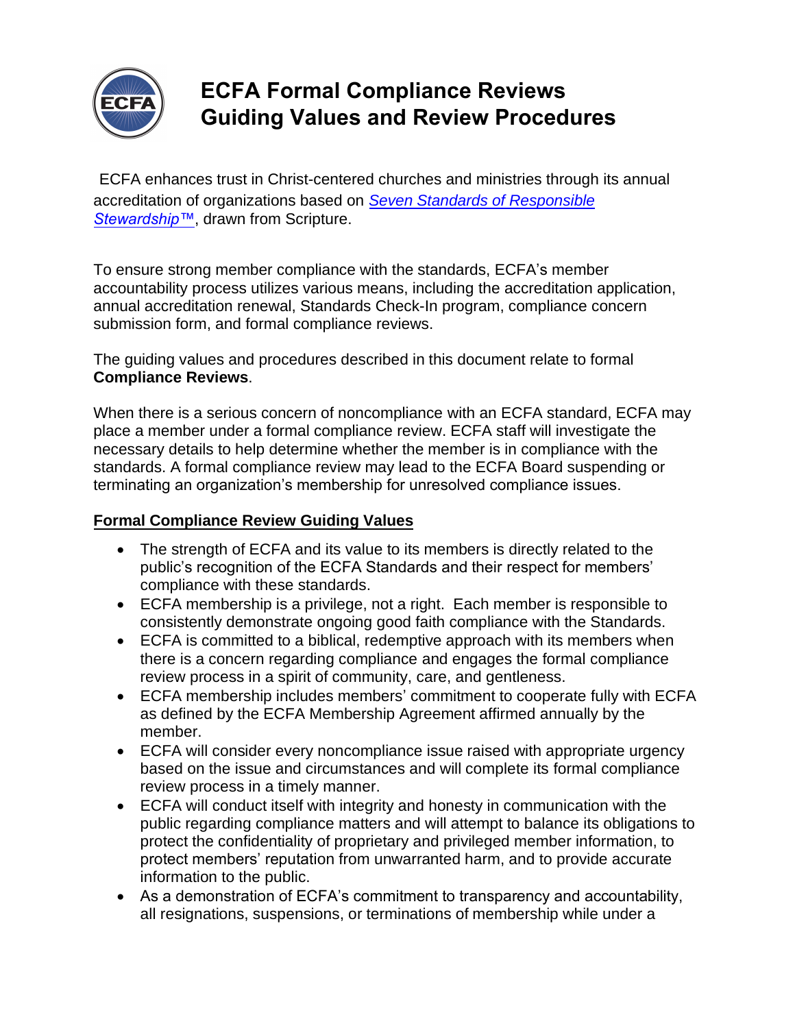# ECFA Formal Compliance Reviews Guiding Values and Review Procedures

ECFA enhances trust in Christ-centered churches and ministries through its annual accreditation of organizations based on *Seven Standards of Responsible Stewardship™*, drawn from Scripture.

To ensure strong member compliance with the standards, ECFA's member accountability process utilizes various means, including the accreditation application, annual accreditation renewal, Standards Check-In program, compliance concern submission form, and formal compliance reviews.

The guiding values and procedures described in this document relate to formal **Compliance Reviews**.

When there is a serious concern of noncompliance with an ECFA standard, ECFA may place a member under a formal compliance review. ECFA staff will investigate the necessary details to help determine whether the member is in compliance with the standards. A formal compliance review may lead to the ECFA Board suspending or terminating an organization's membership for unresolved compliance issues.

## Formal Compliance Review Guiding Values

- The strength of ECFA and its value to its members is directly related to the public's recognition of the ECFA Standards and their respect for members' compliance with these standards.
- ECFA membership is a privilege, not a right. Each member is responsible to consistently demonstrate ongoing good faith compliance with the Standards.
- ECFA is committed to a biblical, redemptive approach with its members when there is a concern regarding compliance and engages the formal compliance review process in a spirit of community, care, and gentleness.
- ECFA membership includes members' commitment to cooperate fully with ECFA as defined by the ECFA Membership Agreement affirmed annually by the member.
- ECFA will consider every noncompliance issue raised with appropriate urgency based on the issue and circumstances and will complete its formal compliance review process in a timely manner.
- ECFA will conduct itself with integrity and honesty in communication with the public regarding compliance matters and will attempt to balance its obligations to protect the confidentiality of proprietary and privileged member information, to protect members' reputation from unwarranted harm, and to provide accurate information to the public.
- As a demonstration of ECFA's commitment to transparency and accountability, all resignations, suspensions, or terminations of membership while under a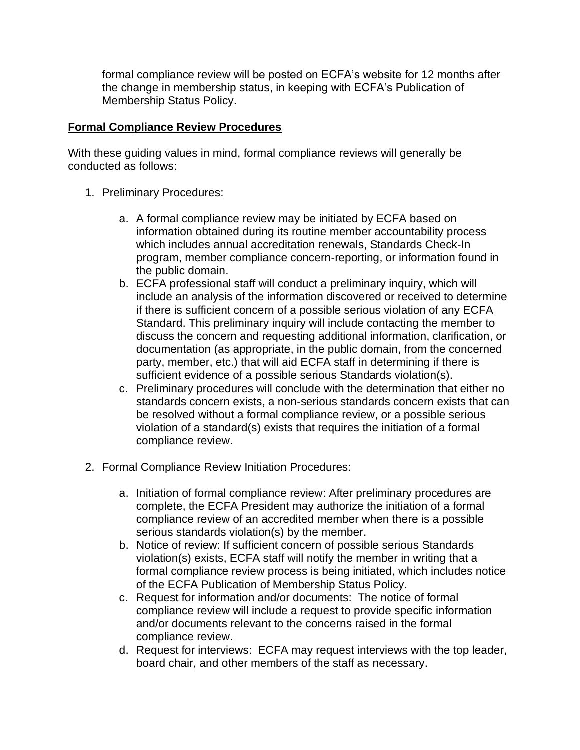formal compliance review will be posted on ECFA's website for 12 months after the change in membership status, in keeping with ECFA's Publication of Membership Status Policy.

**Formal Compliance Review Procedures**

With these guiding values in mind, formal compliance reviews will generally be conducted as follows:

1. Preliminary Procedures:

    a. A formal compliance review may be initiated by ECFA based on information obtained during its routine member accountability process which includes annual accreditation renewals, Standards Check-In program, member compliance concern-reporting, or information found in the public domain.
    b. ECFA professional staff will conduct a preliminary inquiry, which will include an analysis of the information discovered or received to determine if there is sufficient concern of a possible serious violation of any ECFA Standard. This preliminary inquiry will include contacting the member to discuss the concern and requesting additional information, clarification, or documentation (as appropriate, in the public domain, from the concerned party, member, etc.) that will aid ECFA staff in determining if there is sufficient evidence of a possible serious Standards violation(s).
    c. Preliminary procedures will conclude with the determination that either no standards concern exists, a non-serious standards concern exists that can be resolved without a formal compliance review, or a possible serious violation of a standard(s) exists that requires the initiation of a formal compliance review.

2. Formal Compliance Review Initiation Procedures:

    a. Initiation of formal compliance review: After preliminary procedures are complete, the ECFA President may authorize the initiation of a formal compliance review of an accredited member when there is a possible serious standards violation(s) by the member.
    b. Notice of review: If sufficient concern of possible serious Standards violation(s) exists, ECFA staff will notify the member in writing that a formal compliance review process is being initiated, which includes notice of the ECFA Publication of Membership Status Policy.
    c. Request for information and/or documents: The notice of formal compliance review will include a request to provide specific information and/or documents relevant to the concerns raised in the formal compliance review.
    d. Request for interviews: ECFA may request interviews with the top leader, board chair, and other members of the staff as necessary.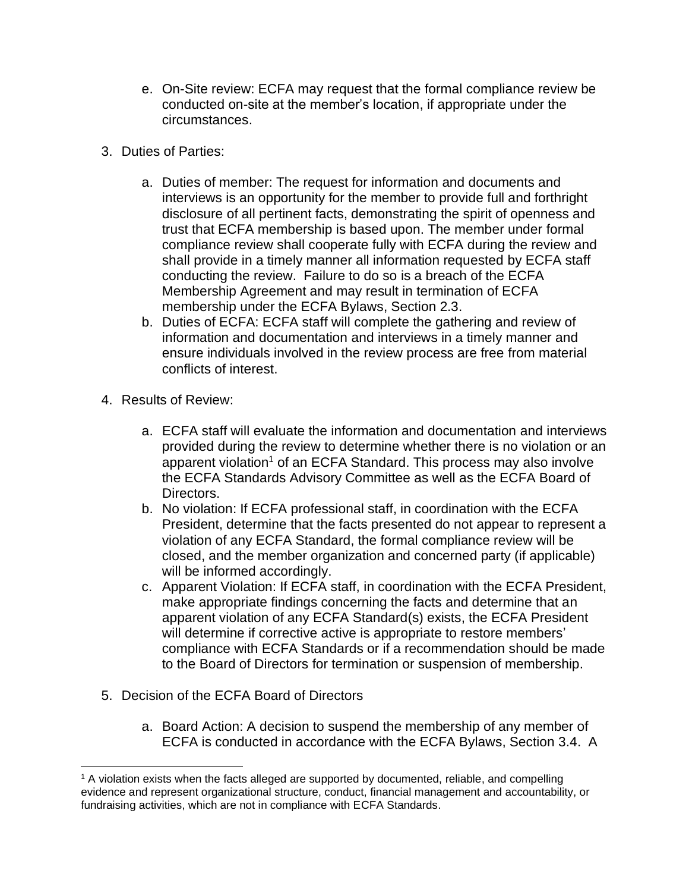e. On-Site review: ECFA may request that the formal compliance review be conducted on-site at the member's location, if appropriate under the circumstances.

3. Duties of Parties:

   a. Duties of member: The request for information and documents and interviews is an opportunity for the member to provide full and forthright disclosure of all pertinent facts, demonstrating the spirit of openness and trust that ECFA membership is based upon. The member under formal compliance review shall cooperate fully with ECFA during the review and shall provide in a timely manner all information requested by ECFA staff conducting the review. Failure to do so is a breach of the ECFA Membership Agreement and may result in termination of ECFA membership under the ECFA Bylaws, Section 2.3.
   b. Duties of ECFA: ECFA staff will complete the gathering and review of information and documentation and interviews in a timely manner and ensure individuals involved in the review process are free from material conflicts of interest.

4. Results of Review:

   a. ECFA staff will evaluate the information and documentation and interviews provided during the review to determine whether there is no violation or an apparent violation[1] of an ECFA Standard. This process may also involve the ECFA Standards Advisory Committee as well as the ECFA Board of Directors.
   b. No violation: If ECFA professional staff, in coordination with the ECFA President, determine that the facts presented do not appear to represent a violation of any ECFA Standard, the formal compliance review will be closed, and the member organization and concerned party (if applicable) will be informed accordingly.
   c. Apparent Violation: If ECFA staff, in coordination with the ECFA President, make appropriate findings concerning the facts and determine that an apparent violation of any ECFA Standard(s) exists, the ECFA President will determine if corrective active is appropriate to restore members' compliance with ECFA Standards or if a recommendation should be made to the Board of Directors for termination or suspension of membership.

5. Decision of the ECFA Board of Directors

   a. Board Action: A decision to suspend the membership of any member of ECFA is conducted in accordance with the ECFA Bylaws, Section 3.4. A

[1] A violation exists when the facts alleged are supported by documented, reliable, and compelling evidence and represent organizational structure, conduct, financial management and accountability, or fundraising activities, which are not in compliance with ECFA Standards.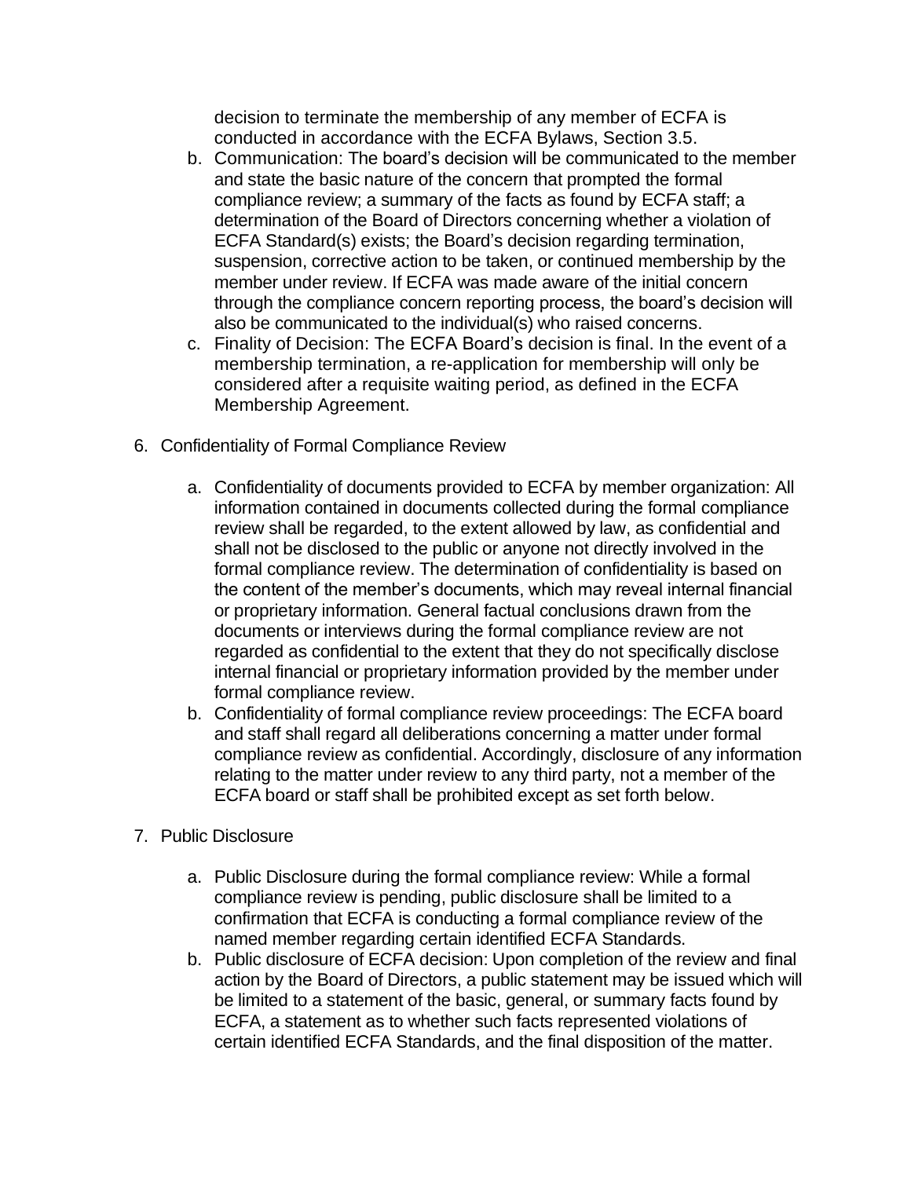decision to terminate the membership of any member of ECFA is conducted in accordance with the ECFA Bylaws, Section 3.5.

b. Communication: The board's decision will be communicated to the member and state the basic nature of the concern that prompted the formal compliance review; a summary of the facts as found by ECFA staff; a determination of the Board of Directors concerning whether a violation of ECFA Standard(s) exists; the Board's decision regarding termination, suspension, corrective action to be taken, or continued membership by the member under review. If ECFA was made aware of the initial concern through the compliance concern reporting process, the board's decision will also be communicated to the individual(s) who raised concerns.

c. Finality of Decision: The ECFA Board's decision is final. In the event of a membership termination, a re-application for membership will only be considered after a requisite waiting period, as defined in the ECFA Membership Agreement.

6. Confidentiality of Formal Compliance Review

    a. Confidentiality of documents provided to ECFA by member organization: All information contained in documents collected during the formal compliance review shall be regarded, to the extent allowed by law, as confidential and shall not be disclosed to the public or anyone not directly involved in the formal compliance review. The determination of confidentiality is based on the content of the member's documents, which may reveal internal financial or proprietary information. General factual conclusions drawn from the documents or interviews during the formal compliance review are not regarded as confidential to the extent that they do not specifically disclose internal financial or proprietary information provided by the member under formal compliance review.
    b. Confidentiality of formal compliance review proceedings: The ECFA board and staff shall regard all deliberations concerning a matter under formal compliance review as confidential. Accordingly, disclosure of any information relating to the matter under review to any third party, not a member of the ECFA board or staff shall be prohibited except as set forth below.

7. Public Disclosure

    a. Public Disclosure during the formal compliance review: While a formal compliance review is pending, public disclosure shall be limited to a confirmation that ECFA is conducting a formal compliance review of the named member regarding certain identified ECFA Standards.
    b. Public disclosure of ECFA decision: Upon completion of the review and final action by the Board of Directors, a public statement may be issued which will be limited to a statement of the basic, general, or summary facts found by ECFA, a statement as to whether such facts represented violations of certain identified ECFA Standards, and the final disposition of the matter.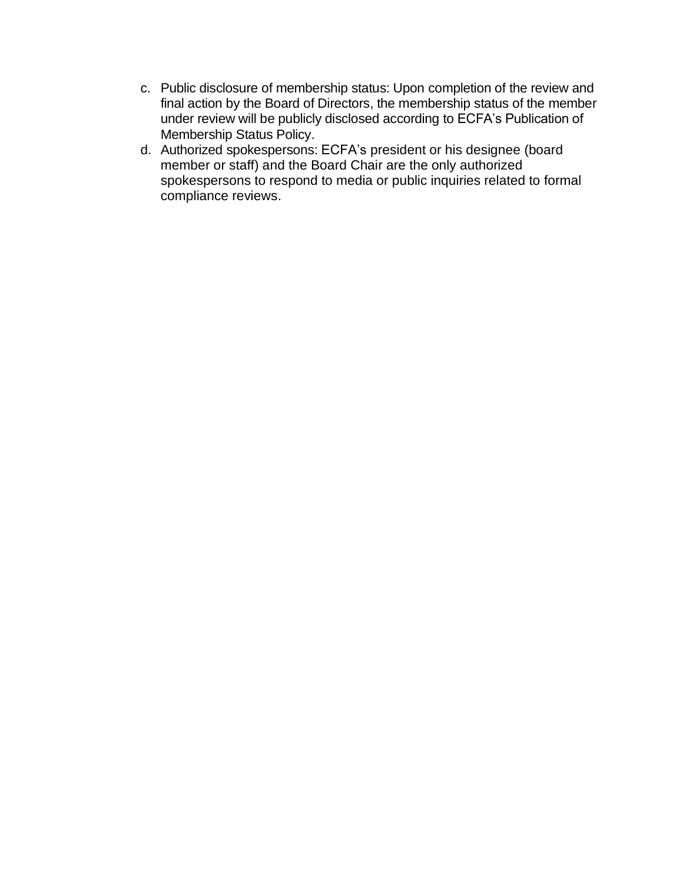c. Public disclosure of membership status: Upon completion of the review and final action by the Board of Directors, the membership status of the member under review will be publicly disclosed according to ECFA's Publication of Membership Status Policy.

d. Authorized spokespersons: ECFA's president or his designee (board member or staff) and the Board Chair are the only authorized spokespersons to respond to media or public inquiries related to formal compliance reviews.